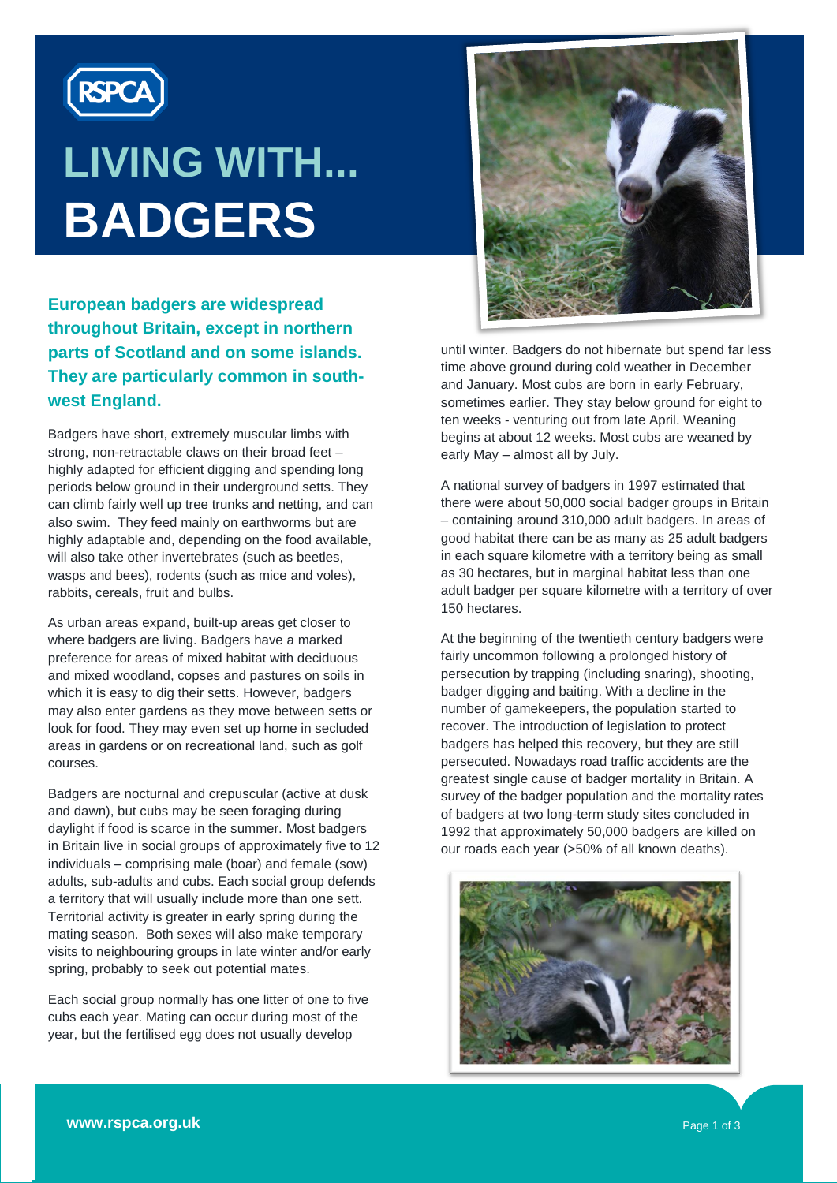RSPCA

# LIVING WITH... BADGERS

**European badgers are widespread throughout Britain, except in northern parts of Scotland and on some islands. They are particularly common in south-west England.**

Badgers have short, extremely muscular limbs with strong, non-retractable claws on their broad feet – highly adapted for efficient digging and spending long periods below ground in their underground setts. They can climb fairly well up tree trunks and netting, and can also swim. They feed mainly on earthworms but are highly adaptable and, depending on the food available, will also take other invertebrates (such as beetles, wasps and bees), rodents (such as mice and voles), rabbits, cereals, fruit and bulbs.

As urban areas expand, built-up areas get closer to where badgers are living. Badgers have a marked preference for areas of mixed habitat with deciduous and mixed woodland, copses and pastures on soils in which it is easy to dig their setts. However, badgers may also enter gardens as they move between setts or look for food. They may even set up home in secluded areas in gardens or on recreational land, such as golf courses.

Badgers are nocturnal and crepuscular (active at dusk and dawn), but cubs may be seen foraging during daylight if food is scarce in the summer. Most badgers in Britain live in social groups of approximately five to 12 individuals – comprising male (boar) and female (sow) adults, sub-adults and cubs. Each social group defends a territory that will usually include more than one sett. Territorial activity is greater in early spring during the mating season. Both sexes will also make temporary visits to neighbouring groups in late winter and/or early spring, probably to seek out potential mates.

Each social group normally has one litter of one to five cubs each year. Mating can occur during most of the year, but the fertilised egg does not usually develop until winter. Badgers do not hibernate but spend far less time above ground during cold weather in December and January. Most cubs are born in early February, sometimes earlier. They stay below ground for eight to ten weeks - venturing out from late April. Weaning begins at about 12 weeks. Most cubs are weaned by early May – almost all by July.

A national survey of badgers in 1997 estimated that there were about 50,000 social badger groups in Britain – containing around 310,000 adult badgers. In areas of good habitat there can be as many as 25 adult badgers in each square kilometre with a territory being as small as 30 hectares, but in marginal habitat less than one adult badger per square kilometre with a territory of over 150 hectares.

At the beginning of the twentieth century badgers were fairly uncommon following a prolonged history of persecution by trapping (including snaring), shooting, badger digging and baiting. With a decline in the number of gamekeepers, the population started to recover. The introduction of legislation to protect badgers has helped this recovery, but they are still persecuted. Nowadays road traffic accidents are the greatest single cause of badger mortality in Britain. A survey of the badger population and the mortality rates of badgers at two long-term study sites concluded in 1992 that approximately 50,000 badgers are killed on our roads each year (>50% of all known deaths).

www.rspca.org.uk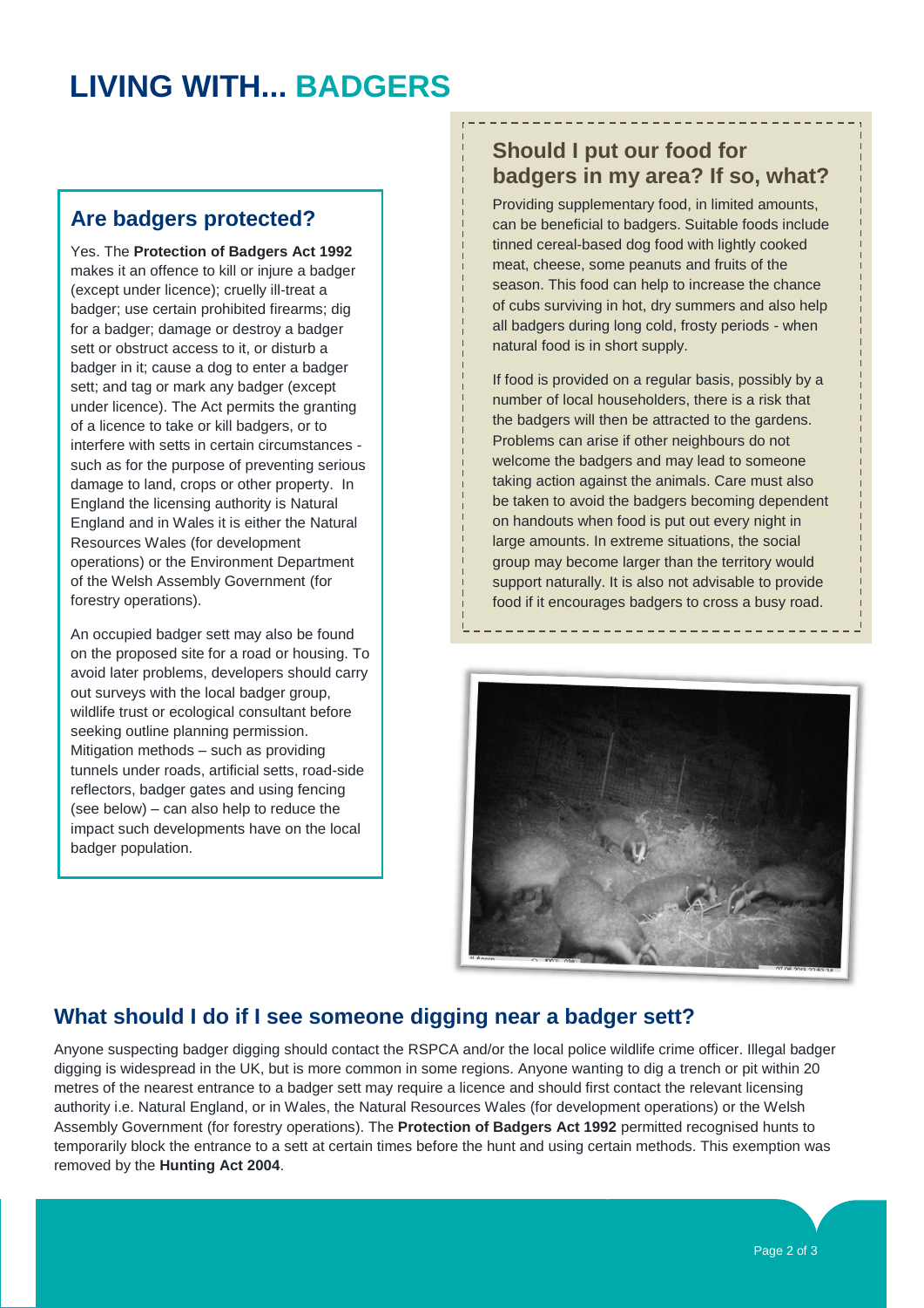# LIVING WITH... BADGERS

## Are badgers protected?

Yes. The **Protection of Badgers Act 1992** makes it an offence to kill or injure a badger (except under licence); cruelly ill-treat a badger; use certain prohibited firearms; dig for a badger; damage or destroy a badger sett or obstruct access to it, or disturb a badger in it; cause a dog to enter a badger sett; and tag or mark any badger (except under licence). The Act permits the granting of a licence to take or kill badgers, or to interfere with setts in certain circumstances - such as for the purpose of preventing serious damage to land, crops or other property. In England the licensing authority is Natural England and in Wales it is either the Natural Resources Wales (for development operations) or the Environment Department of the Welsh Assembly Government (for forestry operations).

An occupied badger sett may also be found on the proposed site for a road or housing. To avoid later problems, developers should carry out surveys with the local badger group, wildlife trust or ecological consultant before seeking outline planning permission. Mitigation methods – such as providing tunnels under roads, artificial setts, road-side reflectors, badger gates and using fencing (see below) – can also help to reduce the impact such developments have on the local badger population.

## Should I put our food for badgers in my area? If so, what?

Providing supplementary food, in limited amounts, can be beneficial to badgers. Suitable foods include tinned cereal-based dog food with lightly cooked meat, cheese, some peanuts and fruits of the season. This food can help to increase the chance of cubs surviving in hot, dry summers and also help all badgers during long cold, frosty periods - when natural food is in short supply.

If food is provided on a regular basis, possibly by a number of local householders, there is a risk that the badgers will then be attracted to the gardens. Problems can arise if other neighbours do not welcome the badgers and may lead to someone taking action against the animals. Care must also be taken to avoid the badgers becoming dependent on handouts when food is put out every night in large amounts. In extreme situations, the social group may become larger than the territory would support naturally. It is also not advisable to provide food if it encourages badgers to cross a busy road.

## What should I do if I see someone digging near a badger sett?

Anyone suspecting badger digging should contact the RSPCA and/or the local police wildlife crime officer. Illegal badger digging is widespread in the UK, but is more common in some regions. Anyone wanting to dig a trench or pit within 20 metres of the nearest entrance to a badger sett may require a licence and should first contact the relevant licensing authority i.e. Natural England, or in Wales, the Natural Resources Wales (for development operations) or the Welsh Assembly Government (for forestry operations). The **Protection of Badgers Act 1992** permitted recognised hunts to temporarily block the entrance to a sett at certain times before the hunt and using certain methods. This exemption was removed by the **Hunting Act 2004**.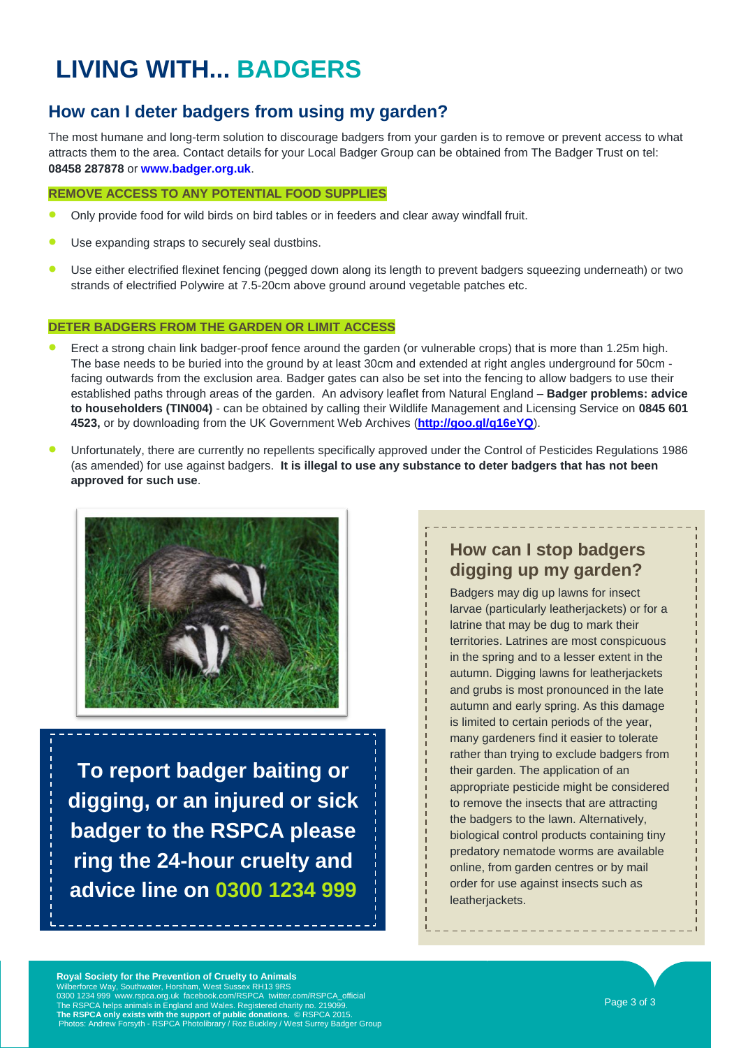# LIVING WITH... BADGERS

## How can I deter badgers from using my garden?

The most humane and long-term solution to discourage badgers from your garden is to remove or prevent access to what attracts them to the area. Contact details for your Local Badger Group can be obtained from The Badger Trust on tel: **08458 287878** or **www.badger.org.uk**.

### REMOVE ACCESS TO ANY POTENTIAL FOOD SUPPLIES

- Only provide food for wild birds on bird tables or in feeders and clear away windfall fruit.
- Use expanding straps to securely seal dustbins.
- Use either electrified flexinet fencing (pegged down along its length to prevent badgers squeezing underneath) or two strands of electrified Polywire at 7.5-20cm above ground around vegetable patches etc.

### DETER BADGERS FROM THE GARDEN OR LIMIT ACCESS

- Erect a strong chain link badger-proof fence around the garden (or vulnerable crops) that is more than 1.25m high. The base needs to be buried into the ground by at least 30cm and extended at right angles underground for 50cm - facing outwards from the exclusion area. Badger gates can also be set into the fencing to allow badgers to use their established paths through areas of the garden. An advisory leaflet from Natural England – **Badger problems: advice to householders (TIN004)** - can be obtained by calling their Wildlife Management and Licensing Service on **0845 601 4523,** or by downloading from the UK Government Web Archives (**http://goo.gl/q16eYQ**).
- Unfortunately, there are currently no repellents specifically approved under the Control of Pesticides Regulations 1986 (as amended) for use against badgers. **It is illegal to use any substance to deter badgers that has not been approved for such use**.

**To report badger baiting or digging, or an injured or sick badger to the RSPCA please ring the 24-hour cruelty and advice line on 0300 1234 999**

## How can I stop badgers digging up my garden?

Badgers may dig up lawns for insect larvae (particularly leatherjackets) or for a latrine that may be dug to mark their territories. Latrines are most conspicuous in the spring and to a lesser extent in the autumn. Digging lawns for leatherjackets and grubs is most pronounced in the late autumn and early spring. As this damage is limited to certain periods of the year, many gardeners find it easier to tolerate rather than trying to exclude badgers from their garden. The application of an appropriate pesticide might be considered to remove the insects that are attracting the badgers to the lawn. Alternatively, biological control products containing tiny predatory nematode worms are available online, from garden centres or by mail order for use against insects such as leatherjackets.

**Royal Society for the Prevention of Cruelty to Animals**
Wilberforce Way, Southwater, Horsham, West Sussex RH13 9RS
0300 1234 999 www.rspca.org.uk facebook.com/RSPCA twitter.com/RSPCA_official
The RSPCA helps animals in England and Wales. Registered charity no. 219099.
**The RSPCA only exists with the support of public donations.** © RSPCA 2015.
Photos: Andrew Forsyth - RSPCA Photolibrary / Roz Buckley / West Surrey Badger Group